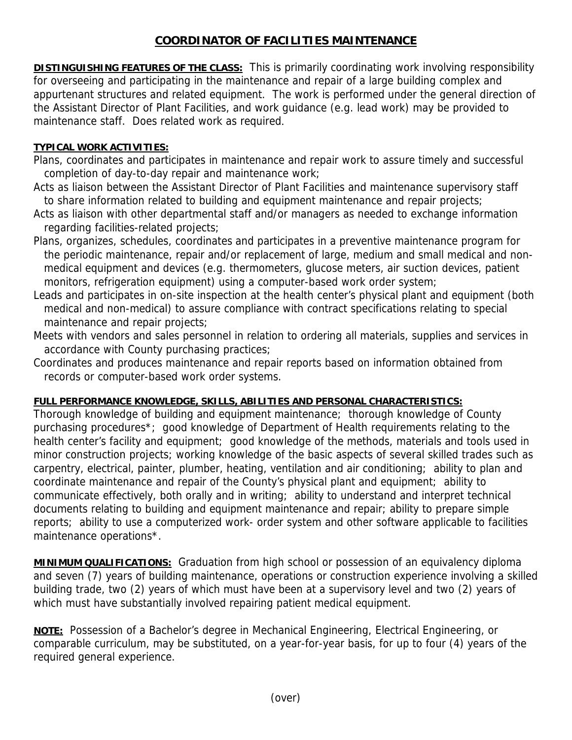# COORDINATOR OF FACILITIES MAINTENANCE

**DISTINGUISHING FEATURES OF THE CLASS:** This is primarily coordinating work involving responsibility for overseeing and participating in the maintenance and repair of a large building complex and appurtenant structures and related equipment. The work is performed under the general direction of the Assistant Director of Plant Facilities, and work guidance (e.g. lead work) may be provided to maintenance staff. Does related work as required.

**TYPICAL WORK ACTIVITIES:**

Plans, coordinates and participates in maintenance and repair work to assure timely and successful completion of day-to-day repair and maintenance work;

Acts as liaison between the Assistant Director of Plant Facilities and maintenance supervisory staff to share information related to building and equipment maintenance and repair projects;

Acts as liaison with other departmental staff and/or managers as needed to exchange information regarding facilities-related projects;

Plans, organizes, schedules, coordinates and participates in a preventive maintenance program for the periodic maintenance, repair and/or replacement of large, medium and small medical and non-medical equipment and devices (e.g. thermometers, glucose meters, air suction devices, patient monitors, refrigeration equipment) using a computer-based work order system;

Leads and participates in on-site inspection at the health center's physical plant and equipment (both medical and non-medical) to assure compliance with contract specifications relating to special maintenance and repair projects;

Meets with vendors and sales personnel in relation to ordering all materials, supplies and services in accordance with County purchasing practices;

Coordinates and produces maintenance and repair reports based on information obtained from records or computer-based work order systems.

**FULL PERFORMANCE KNOWLEDGE, SKILLS, ABILITIES AND PERSONAL CHARACTERISTICS:**

Thorough knowledge of building and equipment maintenance; thorough knowledge of County purchasing procedures*; good knowledge of Department of Health requirements relating to the health center's facility and equipment; good knowledge of the methods, materials and tools used in minor construction projects; working knowledge of the basic aspects of several skilled trades such as carpentry, electrical, painter, plumber, heating, ventilation and air conditioning; ability to plan and coordinate maintenance and repair of the County's physical plant and equipment; ability to communicate effectively, both orally and in writing; ability to understand and interpret technical documents relating to building and equipment maintenance and repair; ability to prepare simple reports; ability to use a computerized work- order system and other software applicable to facilities maintenance operations*.

**MINIMUM QUALIFICATIONS:** Graduation from high school or possession of an equivalency diploma and seven (7) years of building maintenance, operations or construction experience involving a skilled building trade, two (2) years of which must have been at a supervisory level and two (2) years of which must have substantially involved repairing patient medical equipment.

**NOTE:** Possession of a Bachelor's degree in Mechanical Engineering, Electrical Engineering, or comparable curriculum, may be substituted, on a year-for-year basis, for up to four (4) years of the required general experience.

(over)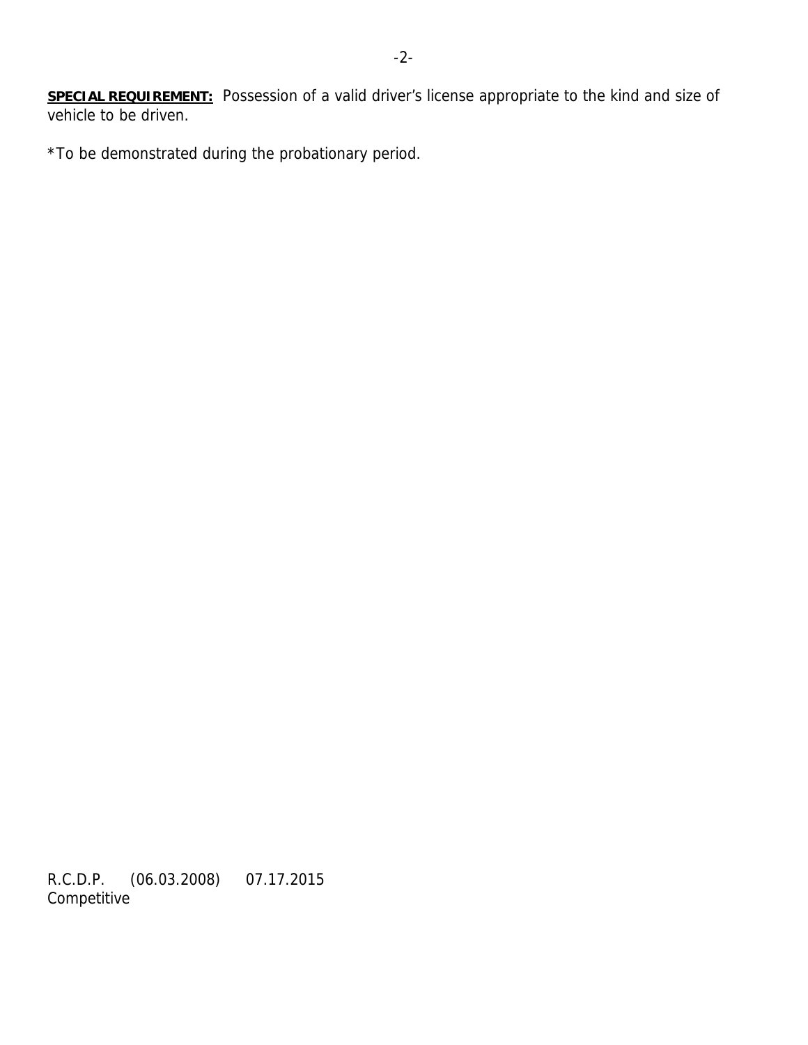**SPECIAL REQUIREMENT:** Possession of a valid driver's license appropriate to the kind and size of vehicle to be driven.

*To be demonstrated during the probationary period.

R.C.D.P. (06.03.2008) 07.17.2015
Competitive